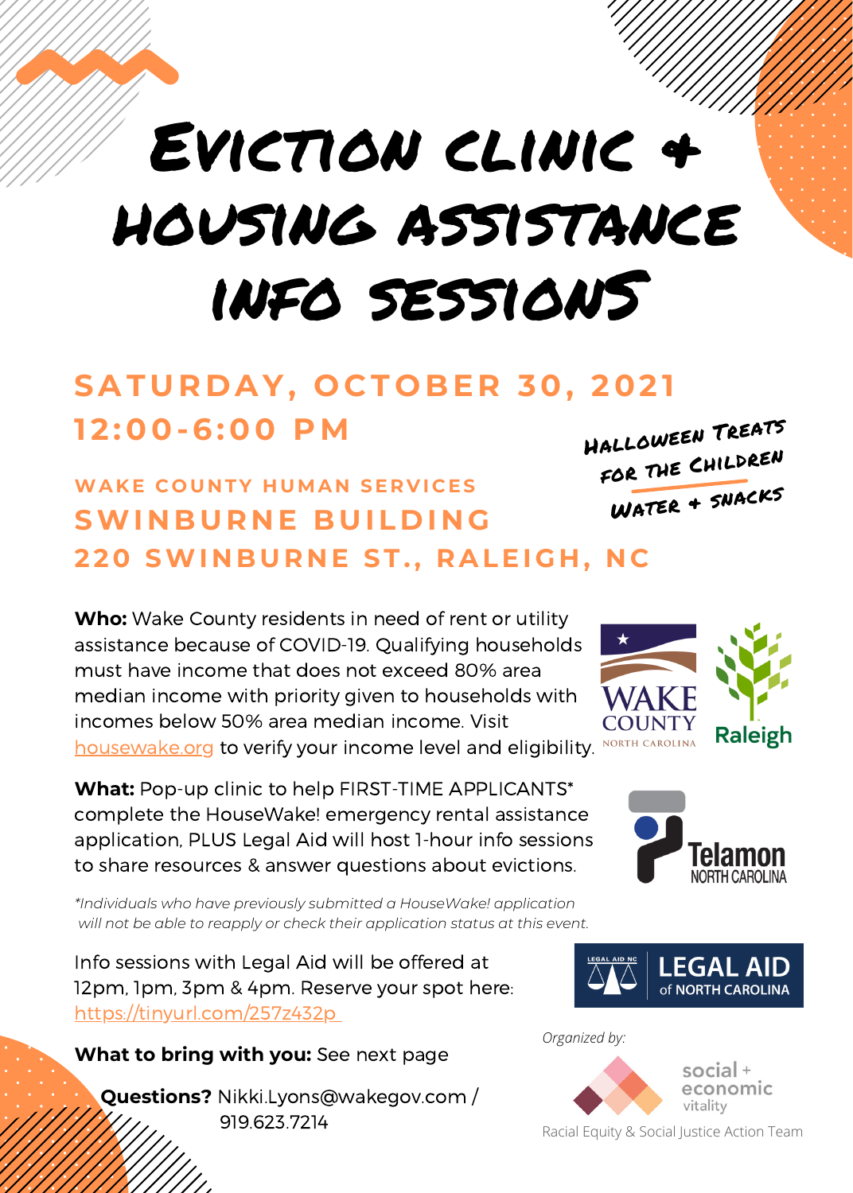# Eviction Clinic + Housing Assistance Info Sessions

## SATURDAY, OCTOBER 30, 2021
## 12:00-6:00 PM

### WAKE COUNTY HUMAN SERVICES
### SWINBURNE BUILDING
### 220 SWINBURNE ST., RALEIGH, NC

Halloween Treats for the Children
Water + Snacks

**Who:** Wake County residents in need of rent or utility assistance because of COVID-19. Qualifying households must have income that does not exceed 80% area median income with priority given to households with incomes below 50% area median income. Visit housewake.org to verify your income level and eligibility.

**What:** Pop-up clinic to help FIRST-TIME APPLICANTS* complete the HouseWake! emergency rental assistance application, PLUS Legal Aid will host 1-hour info sessions to share resources & answer questions about evictions.

*\*Individuals who have previously submitted a HouseWake! application will not be able to reapply or check their application status at this event.*

Info sessions with Legal Aid will be offered at 12pm, 1pm, 3pm & 4pm. Reserve your spot here: https://tinyurl.com/257z432p

**What to bring with you:** See next page

**Questions?** Nikki.Lyons@wakegov.com / 919.623.7214

Wake County North Carolina | Raleigh | Telamon North Carolina | Legal Aid of North Carolina

*Organized by:*

social + economic vitality

Racial Equity & Social Justice Action Team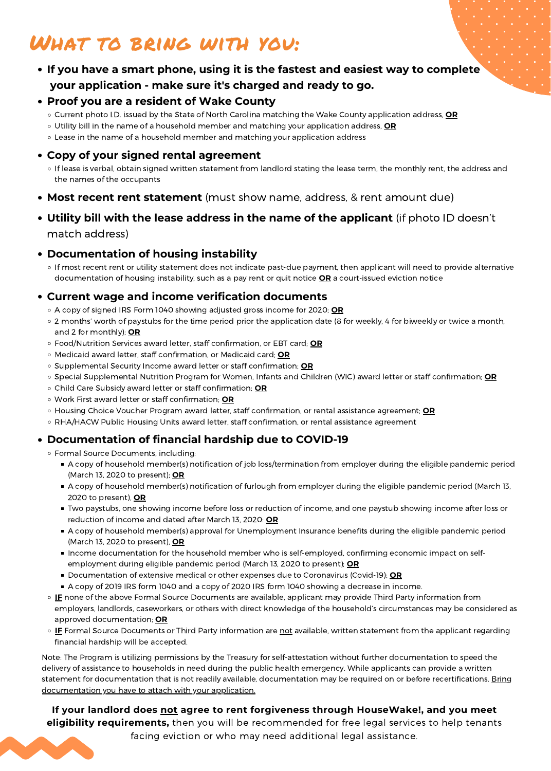# What to bring with you:

- **If you have a smart phone, using it is the fastest and easiest way to complete your application - make sure it's charged and ready to go.**
- **Proof you are a resident of Wake County**
  - Current photo I.D. issued by the State of North Carolina matching the Wake County application address, **OR**
  - Utility bill in the name of a household member and matching your application address, **OR**
  - Lease in the name of a household member and matching your application address
- **Copy of your signed rental agreement**
  - If lease is verbal, obtain signed written statement from landlord stating the lease term, the monthly rent, the address and the names of the occupants
- **Most recent rent statement** (must show name, address, & rent amount due)
- **Utility bill with the lease address in the name of the applicant** (if photo ID doesn't match address)
- **Documentation of housing instability**
  - If most recent rent or utility statement does not indicate past-due payment, then applicant will need to provide alternative documentation of housing instability, such as a pay rent or quit notice **OR** a court-issued eviction notice
- **Current wage and income verification documents**
  - A copy of signed IRS Form 1040 showing adjusted gross income for 2020; **OR**
  - 2 months' worth of paystubs for the time period prior the application date (8 for weekly, 4 for biweekly or twice a month, and 2 for monthly); **OR**
  - Food/Nutrition Services award letter, staff confirmation, or EBT card; **OR**
  - Medicaid award letter, staff confirmation, or Medicaid card; **OR**
  - Supplemental Security Income award letter or staff confirmation; **OR**
  - Special Supplemental Nutrition Program for Women, Infants and Children (WIC) award letter or staff confirmation; **OR**
  - Child Care Subsidy award letter or staff confirmation; **OR**
  - Work First award letter or staff confirmation; **OR**
  - Housing Choice Voucher Program award letter, staff confirmation, or rental assistance agreement; **OR**
  - RHA/HACW Public Housing Units award letter, staff confirmation, or rental assistance agreement
- **Documentation of financial hardship due to COVID-19**
  - Formal Source Documents, including:
    - A copy of household member(s) notification of job loss/termination from employer during the eligible pandemic period (March 13, 2020 to present); **OR**
    - A copy of household member(s) notification of furlough from employer during the eligible pandemic period (March 13, 2020 to present), **OR**
    - Two paystubs, one showing income before loss or reduction of income, and one paystub showing income after loss or reduction of income and dated after March 13, 2020: **OR**
    - A copy of household member(s) approval for Unemployment Insurance benefits during the eligible pandemic period (March 13, 2020 to present), **OR**
    - Income documentation for the household member who is self-employed, confirming economic impact on self-employment during eligible pandemic period (March 13, 2020 to present); **OR**
    - Documentation of extensive medical or other expenses due to Coronavirus (Covid-19); **OR**
    - A copy of 2019 IRS form 1040 and a copy of 2020 IRS form 1040 showing a decrease in income.
  - **IF** none of the above Formal Source Documents are available, applicant may provide Third Party information from employers, landlords, caseworkers, or others with direct knowledge of the household's circumstances may be considered as approved documentation; **OR**
  - **IF** Formal Source Documents or Third Party information are not available, written statement from the applicant regarding financial hardship will be accepted.

Note: The Program is utilizing permissions by the Treasury for self-attestation without further documentation to speed the delivery of assistance to households in need during the public health emergency. While applicants can provide a written statement for documentation that is not readily available, documentation may be required on or before recertifications. Bring documentation you have to attach with your application.

**If your landlord does not agree to rent forgiveness through HouseWake!, and you meet eligibility requirements,** then you will be recommended for free legal services to help tenants facing eviction or who may need additional legal assistance.